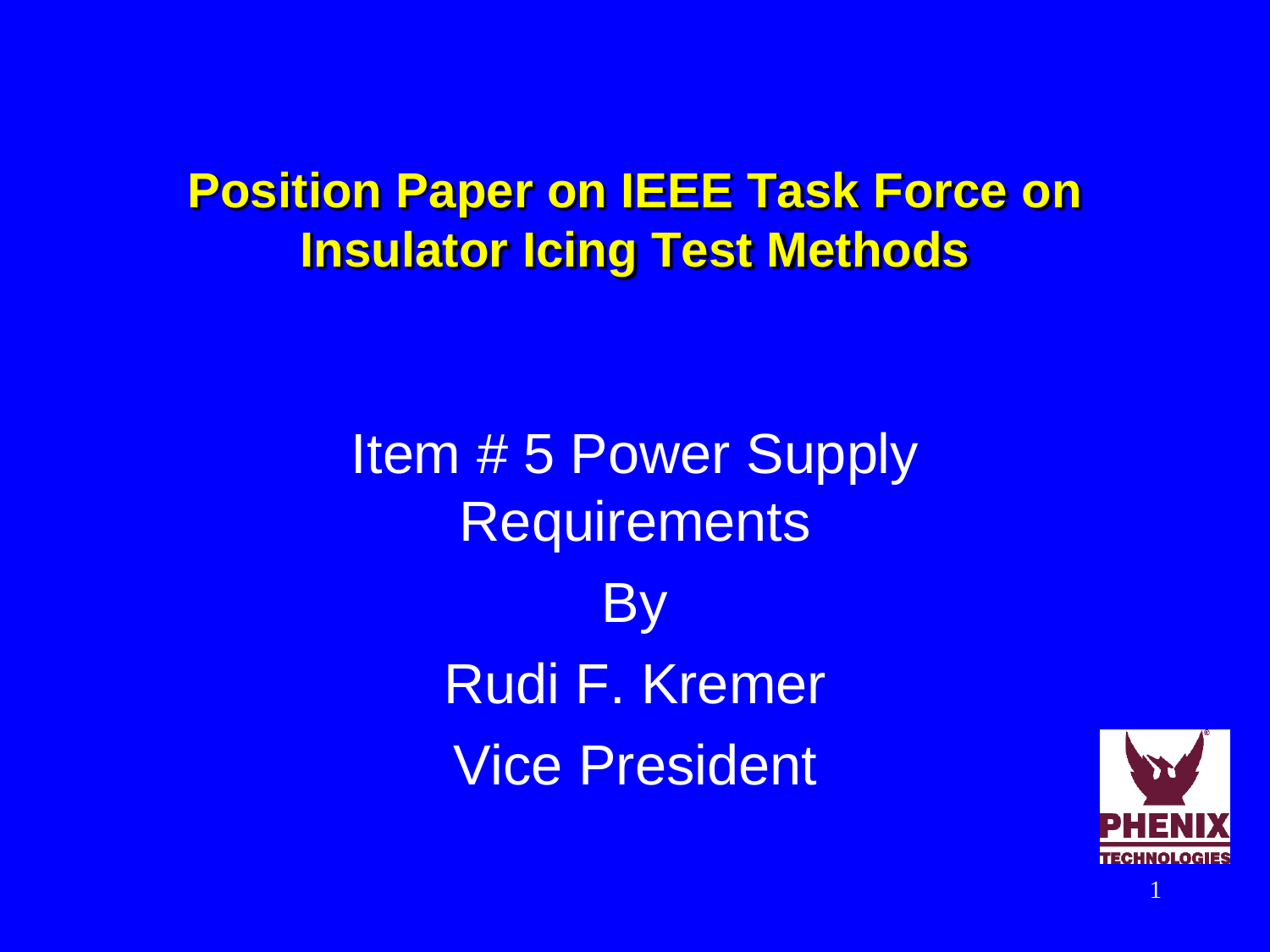# Position Paper on IEEE Task Force on Insulator Icing Test Methods

Item # 5 Power Supply Requirements

By

Rudi F. Kremer

Vice President

PHENIX TECHNOLOGIES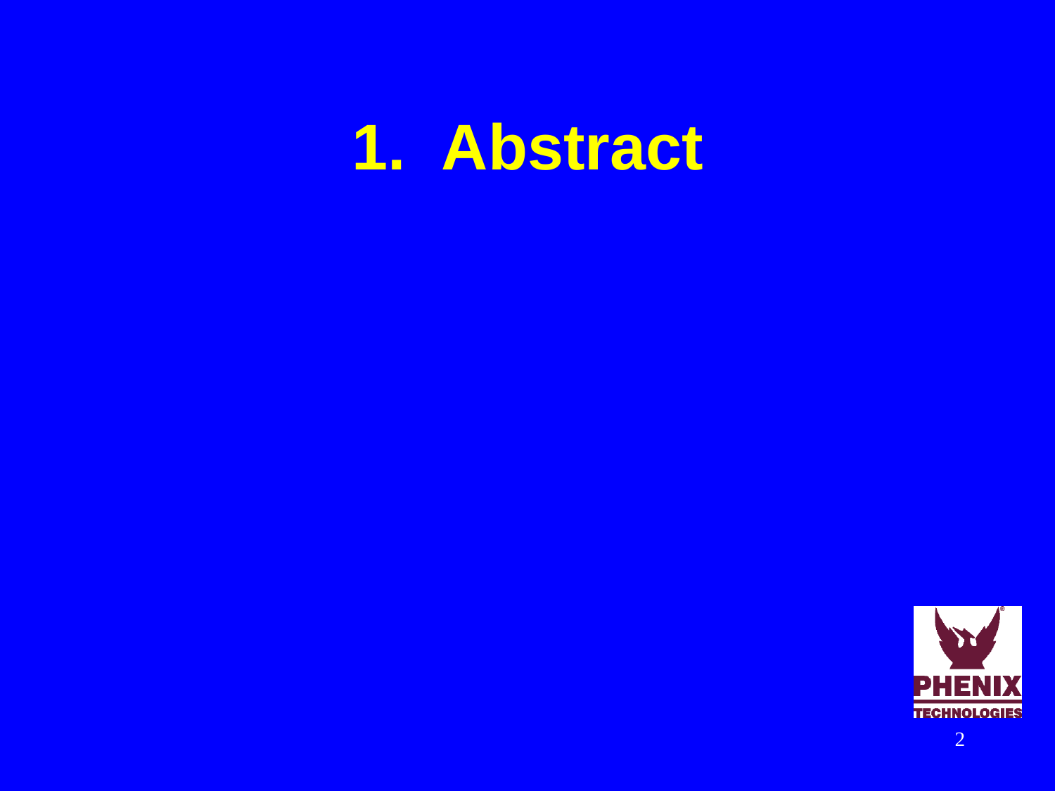# 1. Abstract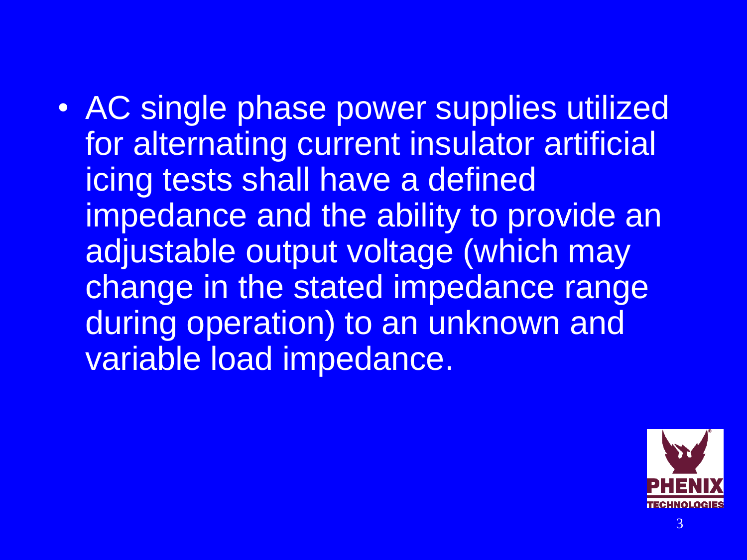- AC single phase power supplies utilized for alternating current insulator artificial icing tests shall have a defined impedance and the ability to provide an adjustable output voltage (which may change in the stated impedance range during operation) to an unknown and variable load impedance.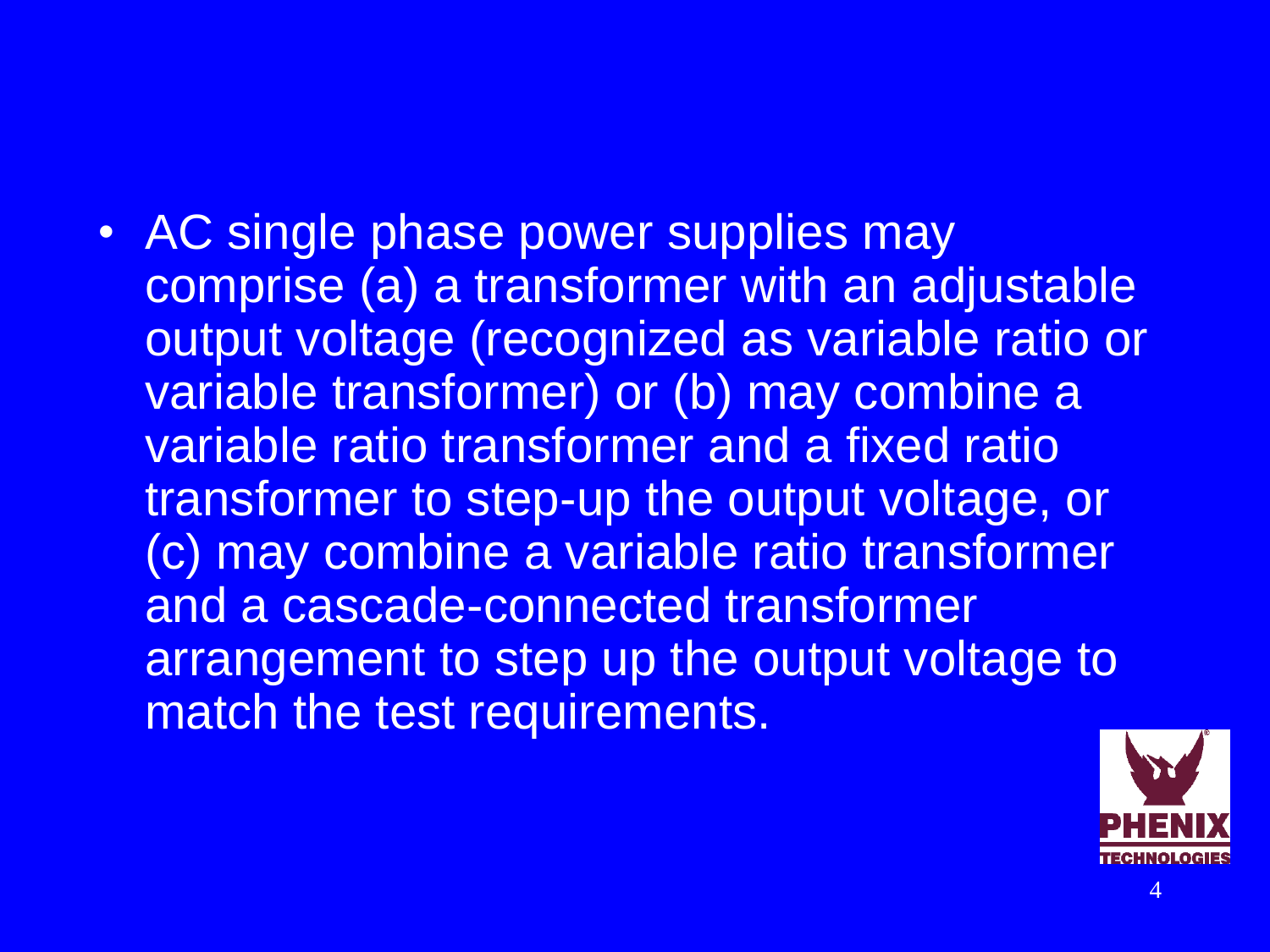- AC single phase power supplies may comprise (a) a transformer with an adjustable output voltage (recognized as variable ratio or variable transformer) or (b) may combine a variable ratio transformer and a fixed ratio transformer to step-up the output voltage, or (c) may combine a variable ratio transformer and a cascade-connected transformer arrangement to step up the output voltage to match the test requirements.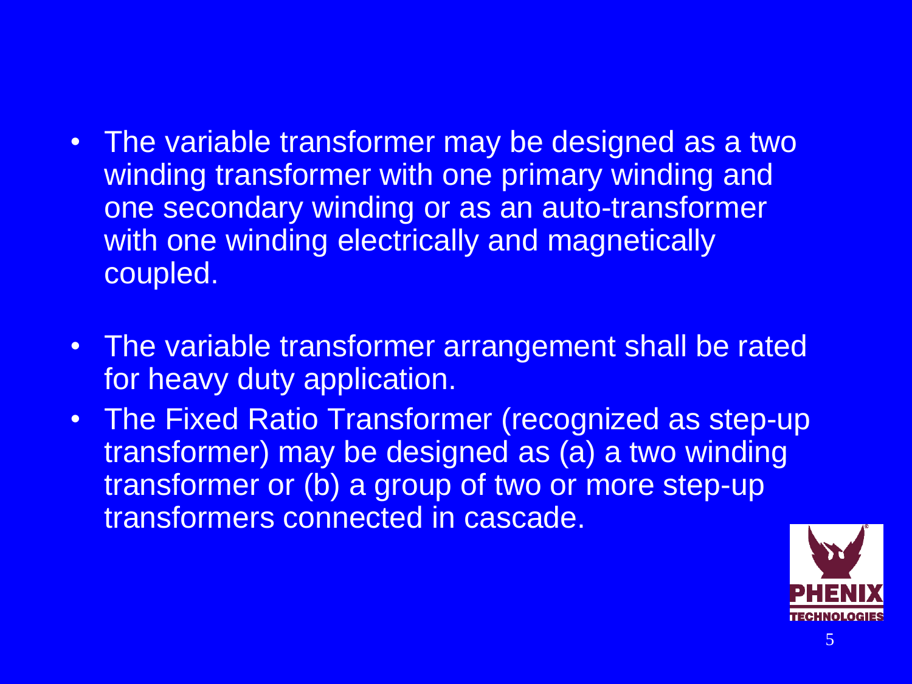- The variable transformer may be designed as a two winding transformer with one primary winding and one secondary winding or as an auto-transformer with one winding electrically and magnetically coupled.

- The variable transformer arrangement shall be rated for heavy duty application.
- The Fixed Ratio Transformer (recognized as step-up transformer) may be designed as (a) a two winding transformer or (b) a group of two or more step-up transformers connected in cascade.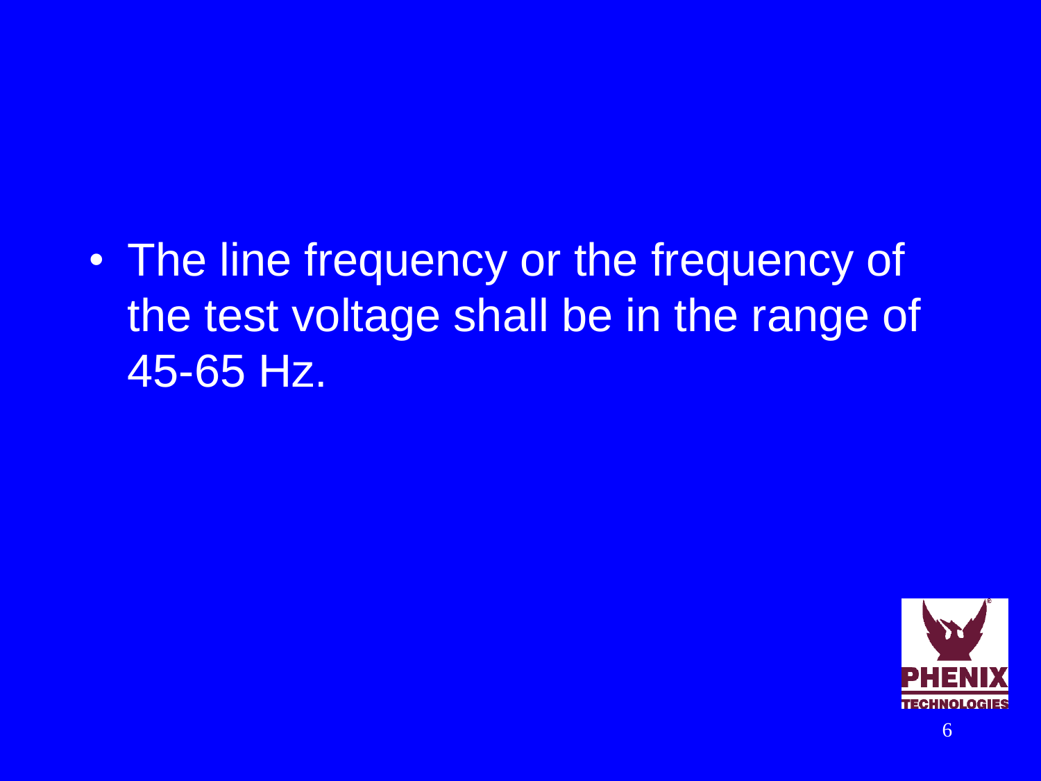- The line frequency or the frequency of the test voltage shall be in the range of 45-65 Hz.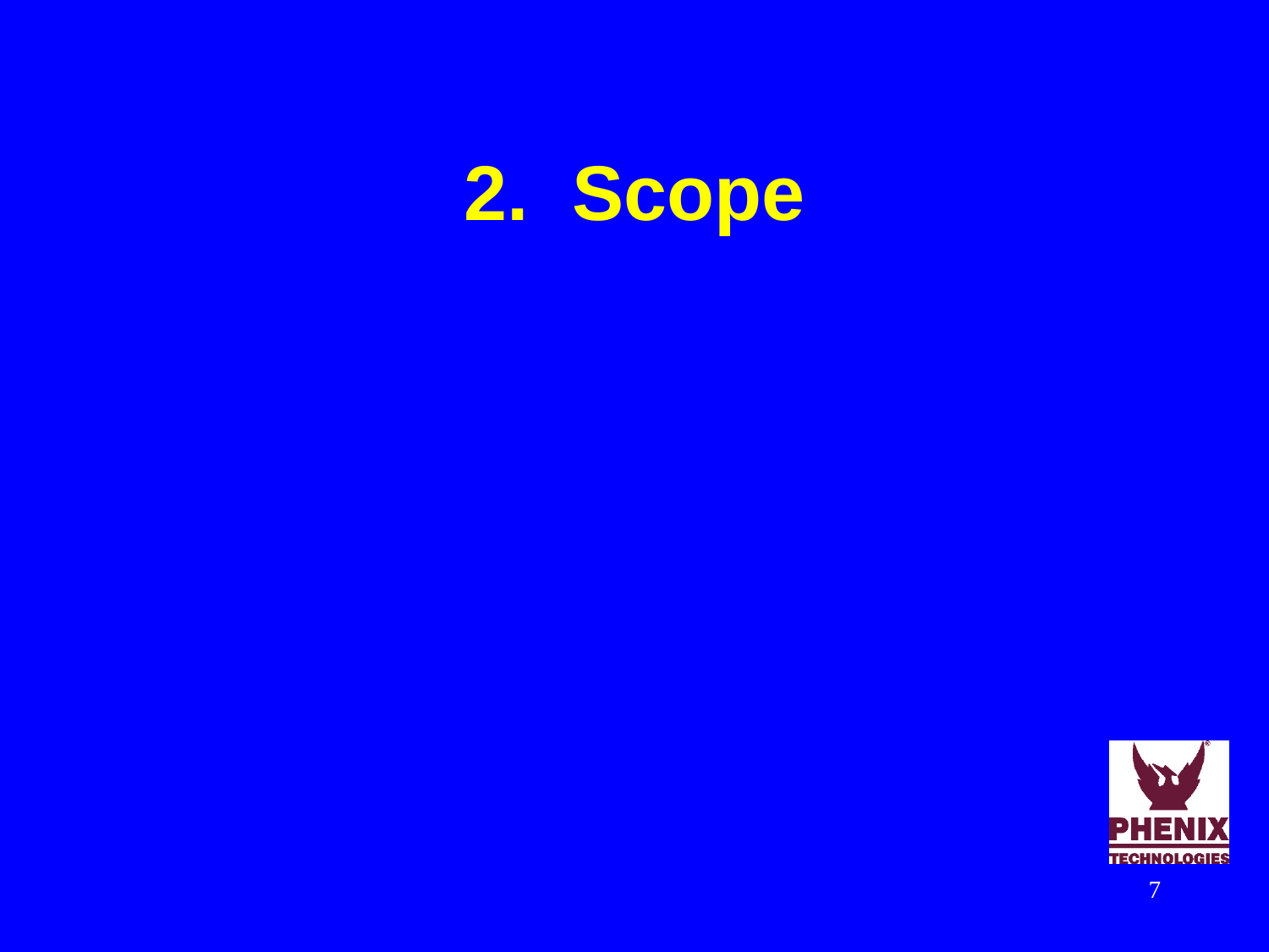# 2. Scope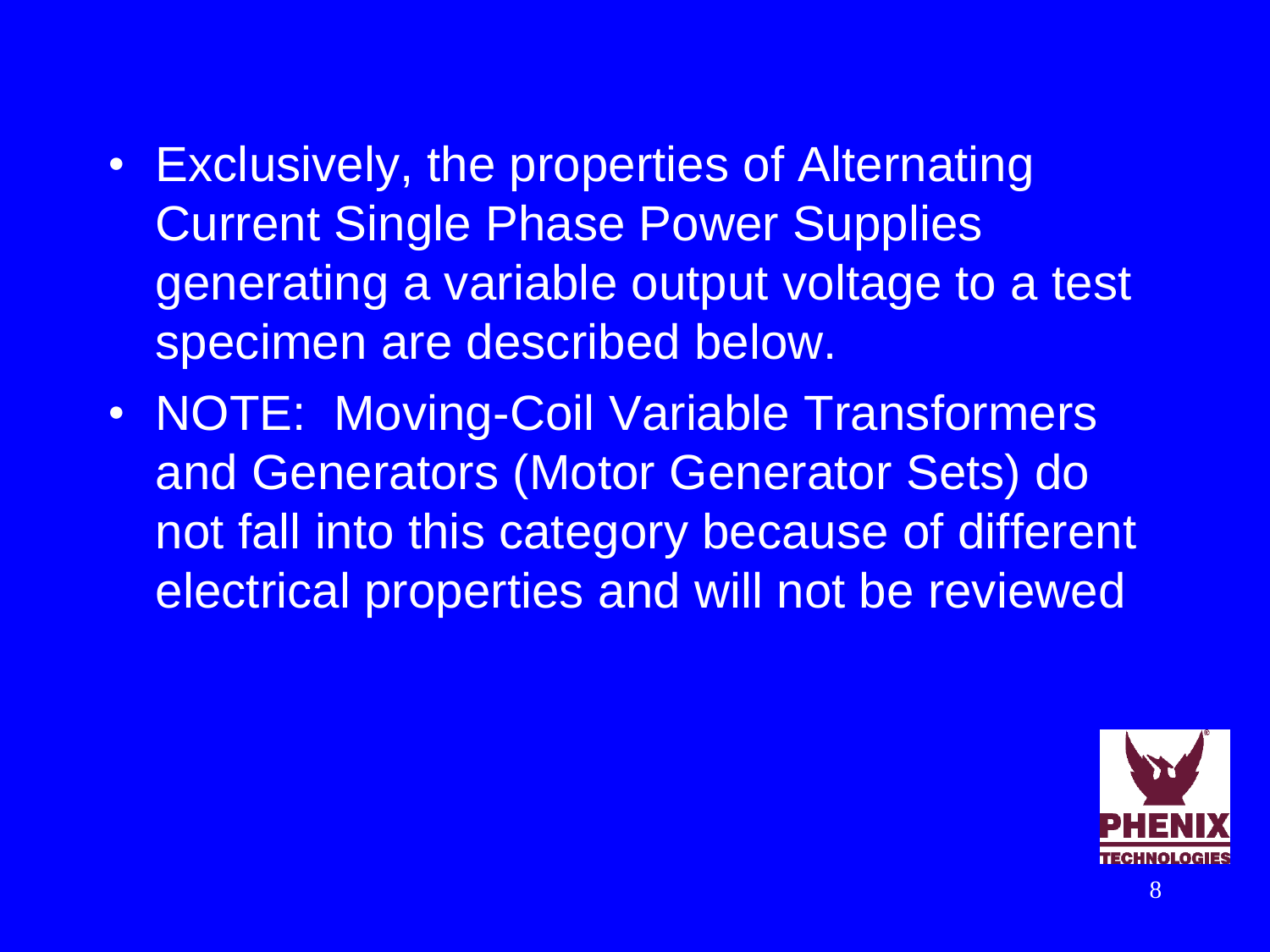- Exclusively, the properties of Alternating Current Single Phase Power Supplies generating a variable output voltage to a test specimen are described below.
- NOTE: Moving-Coil Variable Transformers and Generators (Motor Generator Sets) do not fall into this category because of different electrical properties and will not be reviewed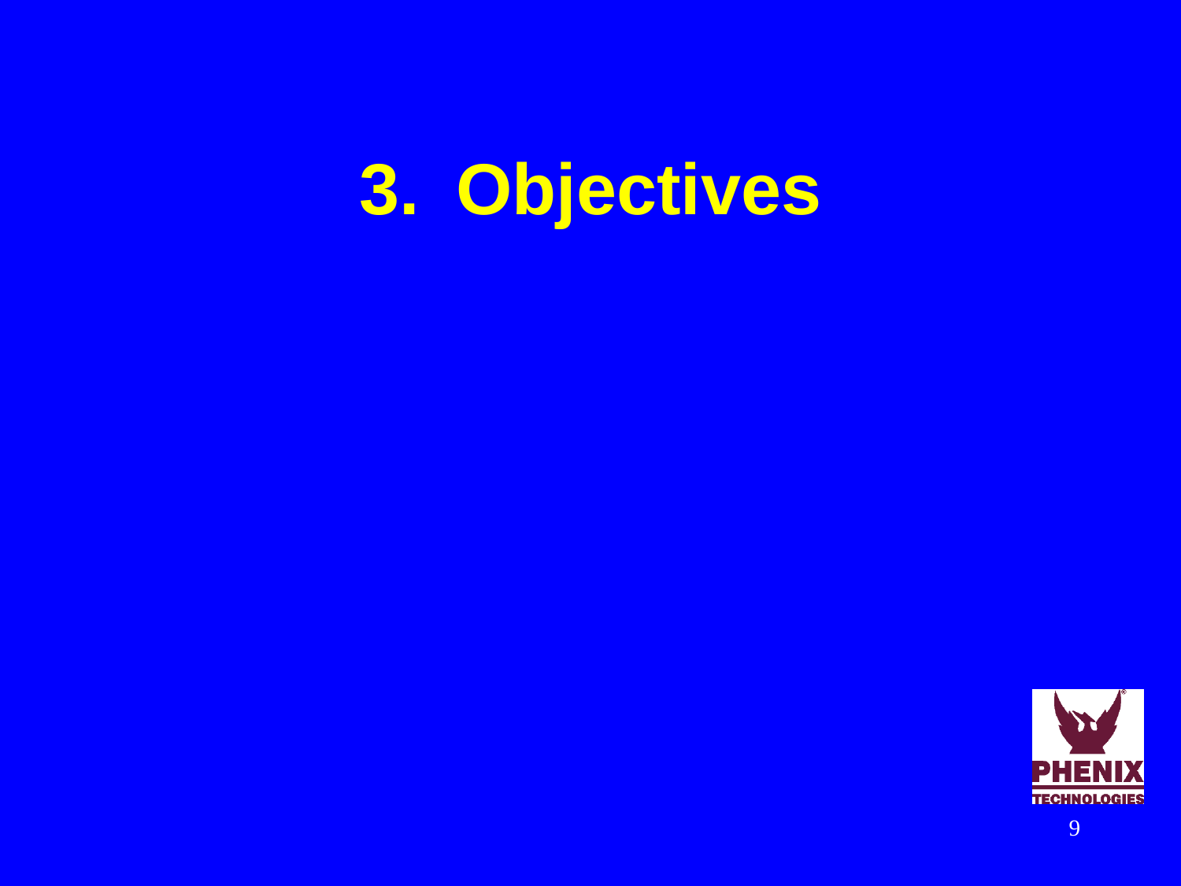# 3. Objectives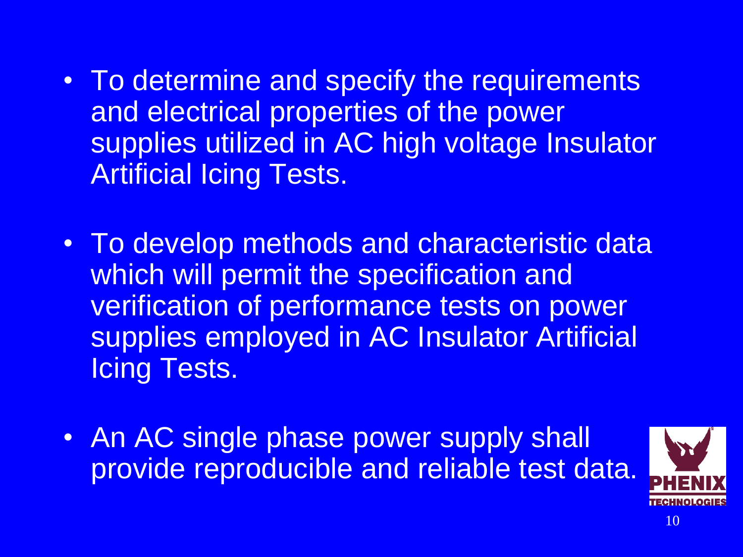- To determine and specify the requirements and electrical properties of the power supplies utilized in AC high voltage Insulator Artificial Icing Tests.

- To develop methods and characteristic data which will permit the specification and verification of performance tests on power supplies employed in AC Insulator Artificial Icing Tests.

- An AC single phase power supply shall provide reproducible and reliable test data.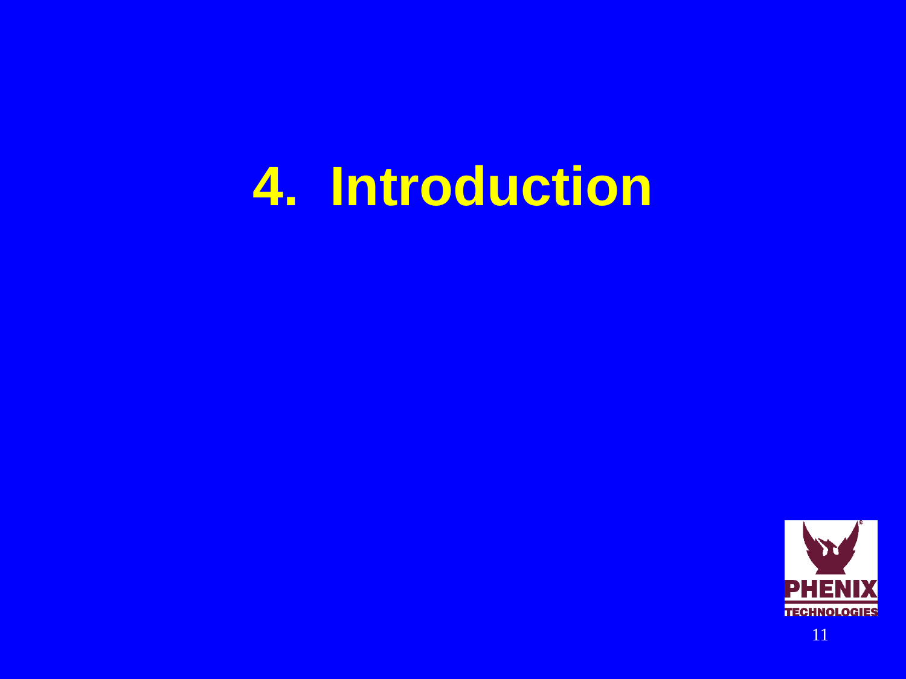# 4. Introduction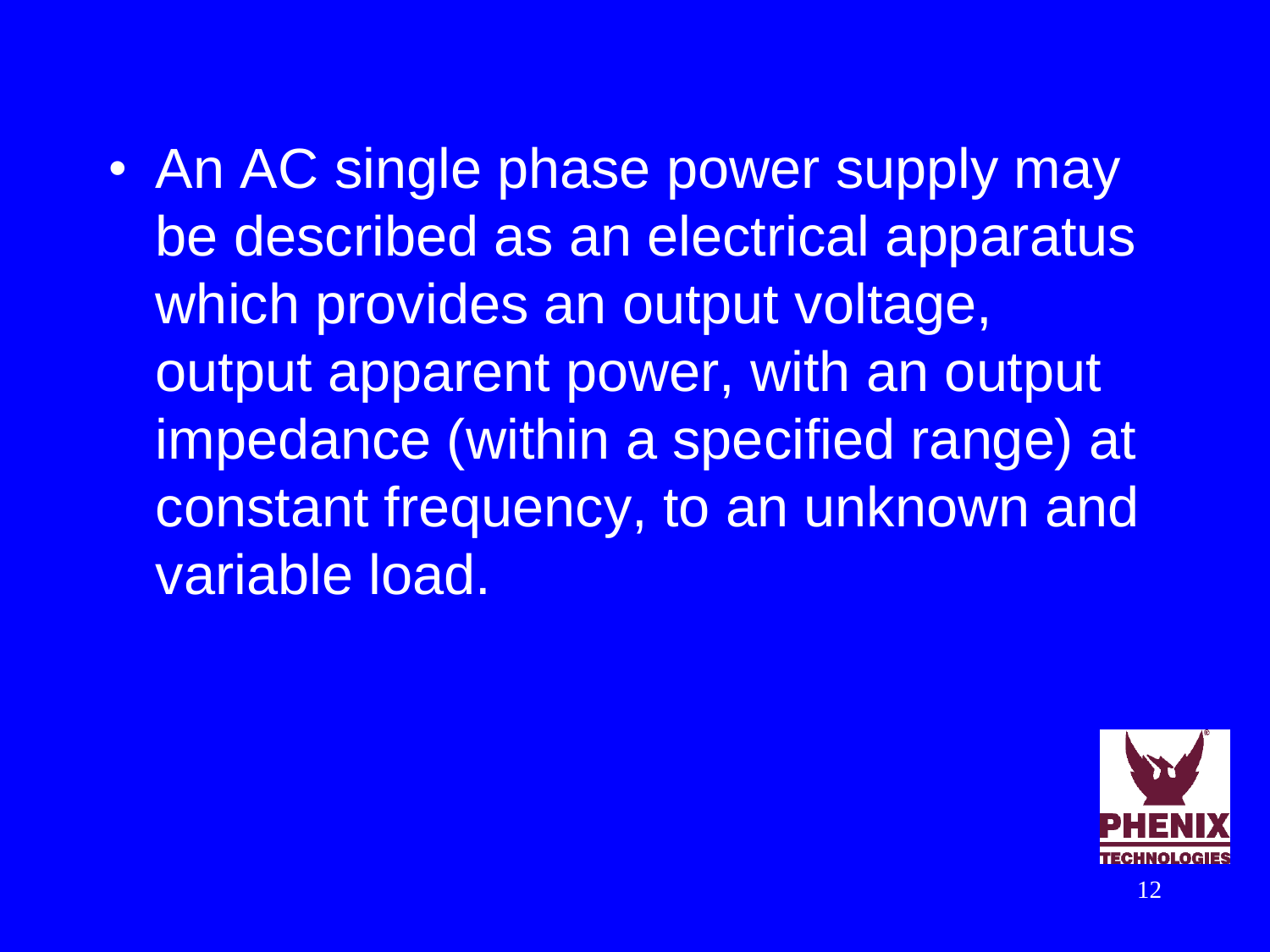- An AC single phase power supply may be described as an electrical apparatus which provides an output voltage, output apparent power, with an output impedance (within a specified range) at constant frequency, to an unknown and variable load.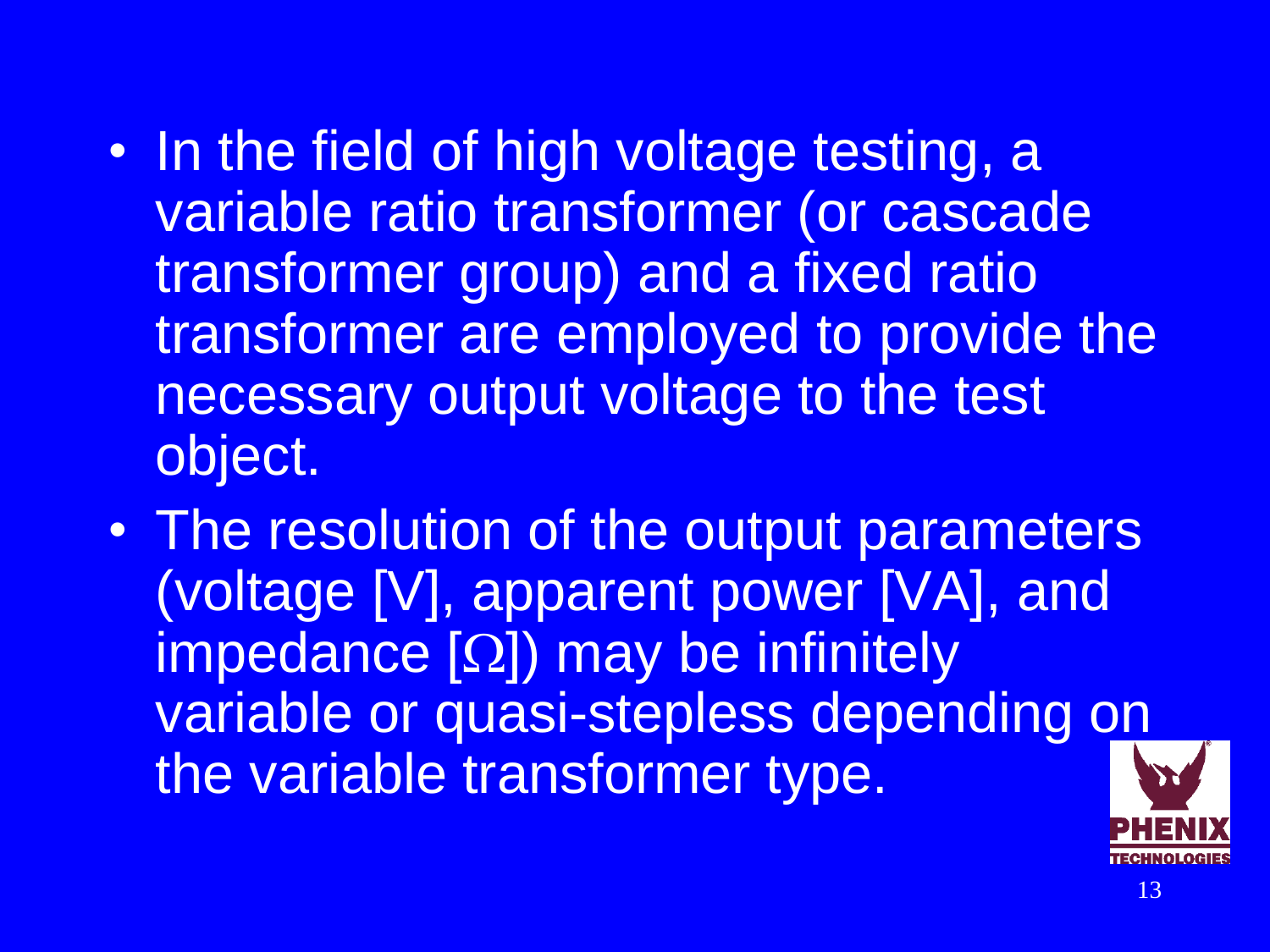- In the field of high voltage testing, a variable ratio transformer (or cascade transformer group) and a fixed ratio transformer are employed to provide the necessary output voltage to the test object.
- The resolution of the output parameters (voltage [V], apparent power [VA], and impedance [Ω]) may be infinitely variable or quasi-stepless depending on the variable transformer type.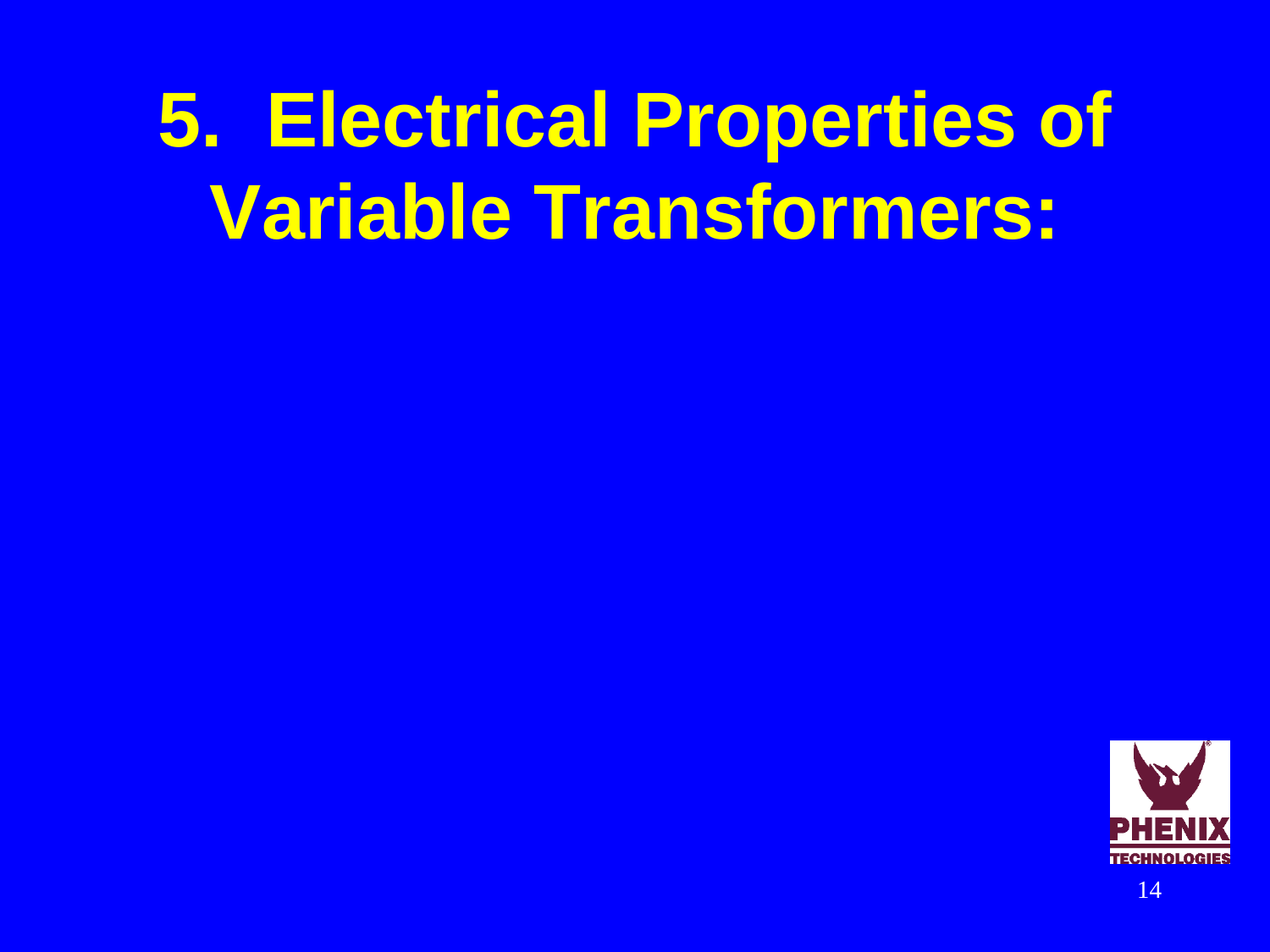# 5. Electrical Properties of Variable Transformers: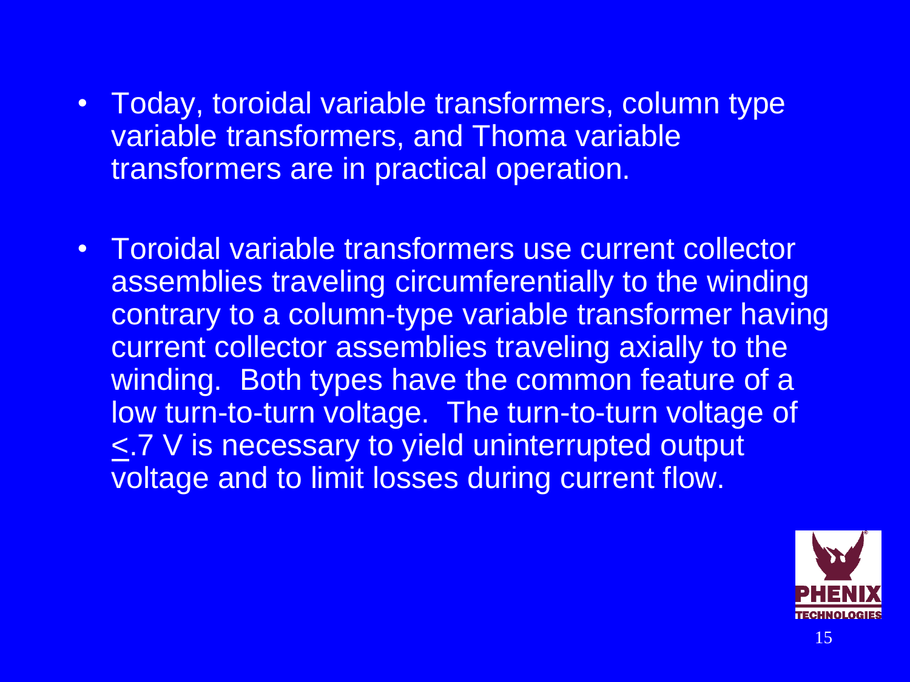- Today, toroidal variable transformers, column type variable transformers, and Thoma variable transformers are in practical operation.
- Toroidal variable transformers use current collector assemblies traveling circumferentially to the winding contrary to a column-type variable transformer having current collector assemblies traveling axially to the winding. Both types have the common feature of a low turn-to-turn voltage. The turn-to-turn voltage of $\leq$.7 V is necessary to yield uninterrupted output voltage and to limit losses during current flow.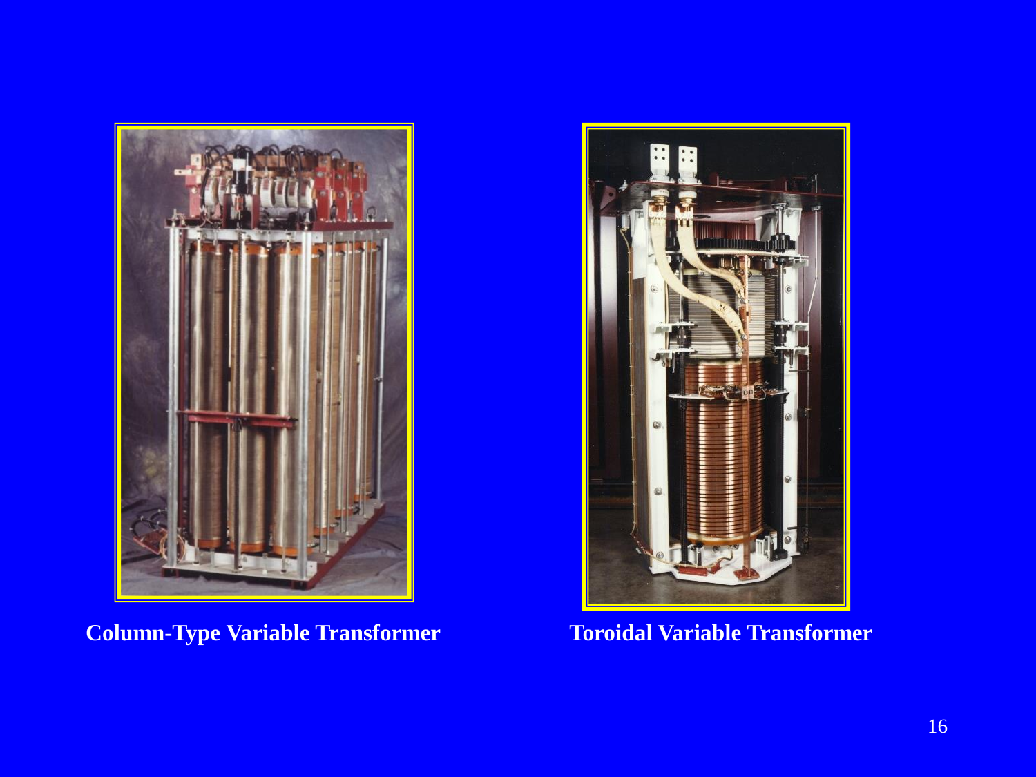**Column-Type Variable Transformer**

**Toroidal Variable Transformer**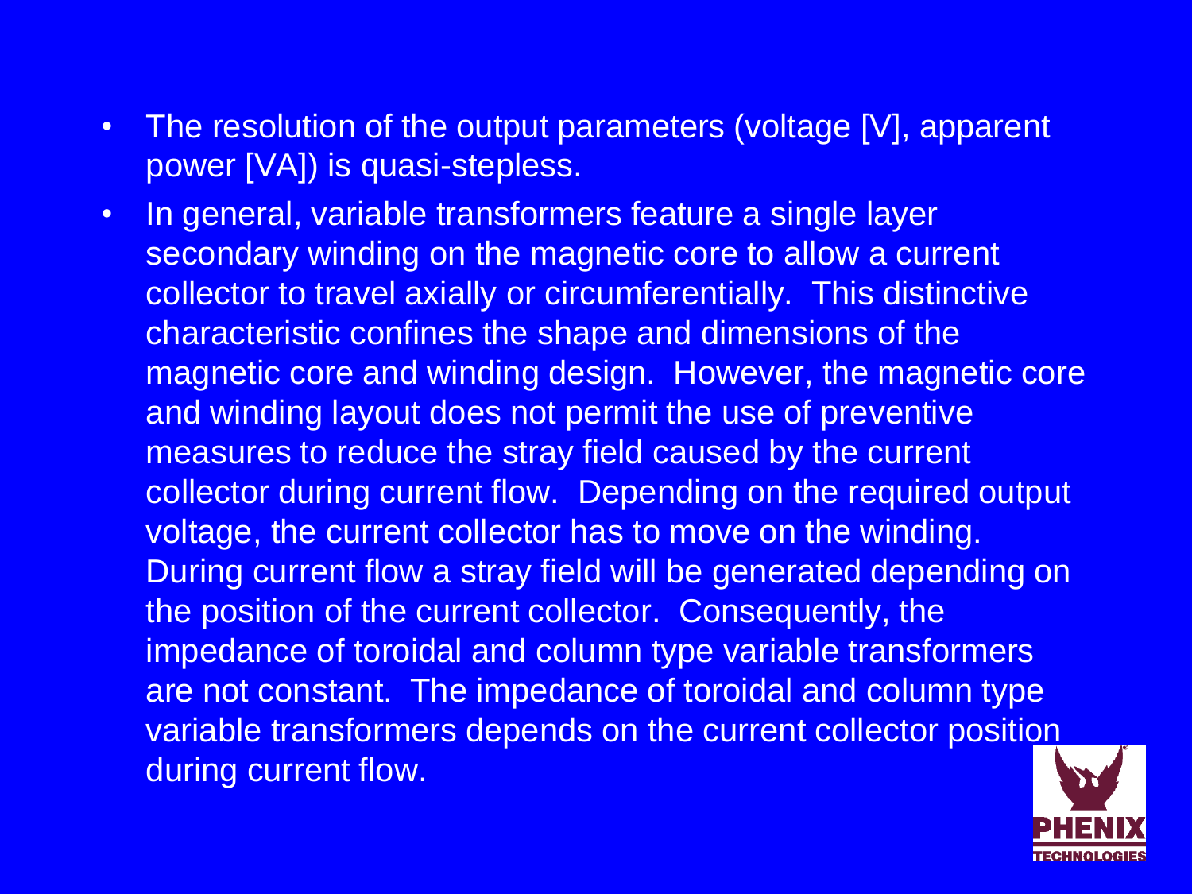- The resolution of the output parameters (voltage [V], apparent power [VA]) is quasi-stepless.
- In general, variable transformers feature a single layer secondary winding on the magnetic core to allow a current collector to travel axially or circumferentially. This distinctive characteristic confines the shape and dimensions of the magnetic core and winding design. However, the magnetic core and winding layout does not permit the use of preventive measures to reduce the stray field caused by the current collector during current flow. Depending on the required output voltage, the current collector has to move on the winding. During current flow a stray field will be generated depending on the position of the current collector. Consequently, the impedance of toroidal and column type variable transformers are not constant. The impedance of toroidal and column type variable transformers depends on the current collector position during current flow.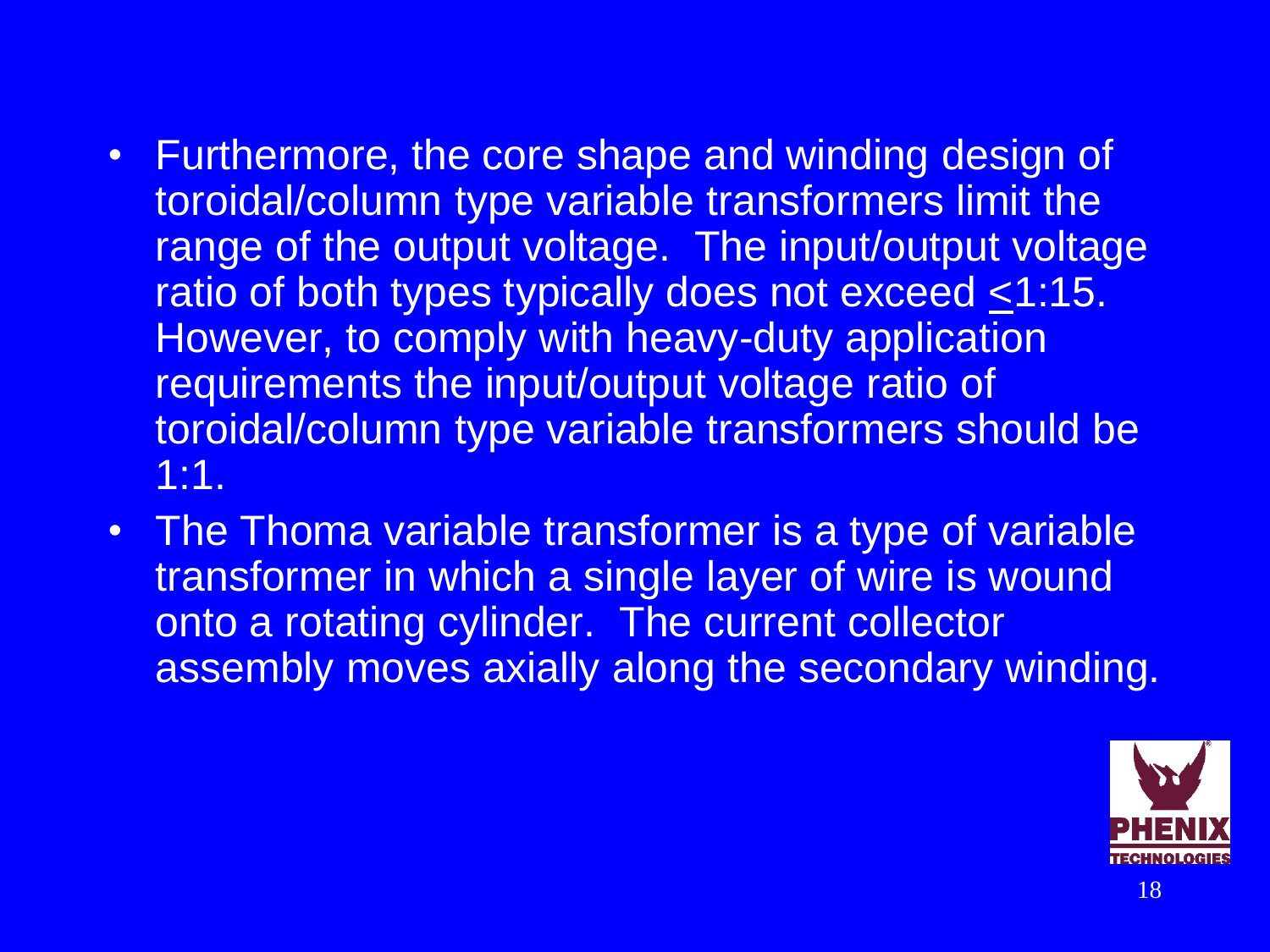- Furthermore, the core shape and winding design of toroidal/column type variable transformers limit the range of the output voltage. The input/output voltage ratio of both types typically does not exceed $\leq$1:15. However, to comply with heavy-duty application requirements the input/output voltage ratio of toroidal/column type variable transformers should be 1:1.
- The Thoma variable transformer is a type of variable transformer in which a single layer of wire is wound onto a rotating cylinder. The current collector assembly moves axially along the secondary winding.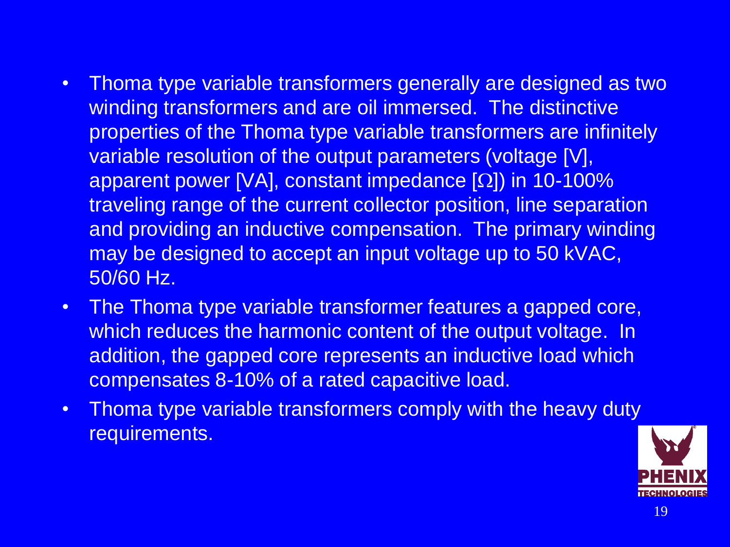- Thoma type variable transformers generally are designed as two winding transformers and are oil immersed. The distinctive properties of the Thoma type variable transformers are infinitely variable resolution of the output parameters (voltage [V], apparent power [VA], constant impedance [Ω]) in 10-100% traveling range of the current collector position, line separation and providing an inductive compensation. The primary winding may be designed to accept an input voltage up to 50 kVAC, 50/60 Hz.
- The Thoma type variable transformer features a gapped core, which reduces the harmonic content of the output voltage. In addition, the gapped core represents an inductive load which compensates 8-10% of a rated capacitive load.
- Thoma type variable transformers comply with the heavy duty requirements.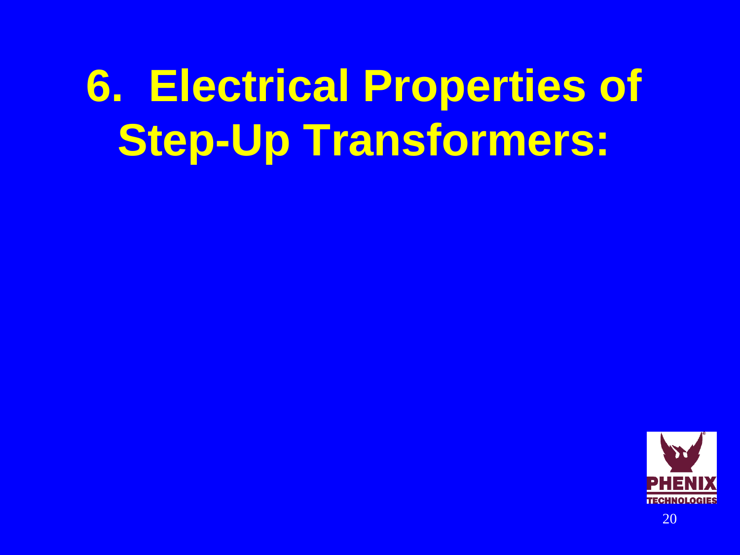# 6. Electrical Properties of Step-Up Transformers: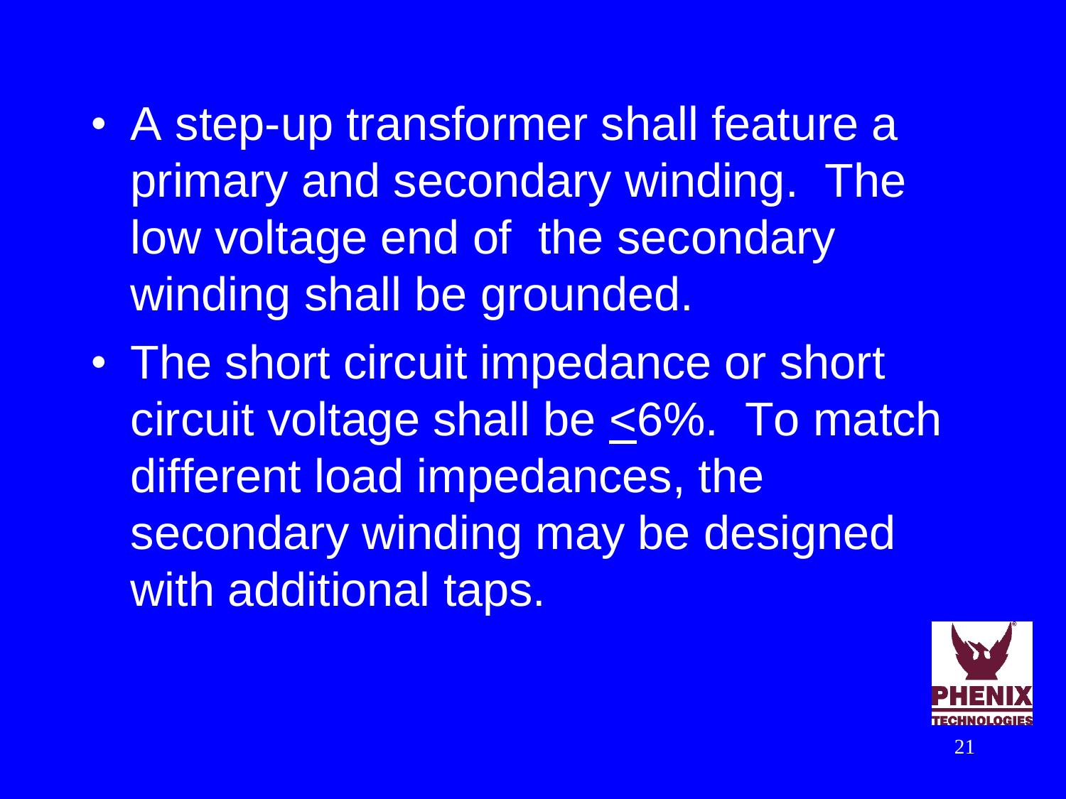- A step-up transformer shall feature a primary and secondary winding. The low voltage end of the secondary winding shall be grounded.
- The short circuit impedance or short circuit voltage shall be $\leq$6%. To match different load impedances, the secondary winding may be designed with additional taps.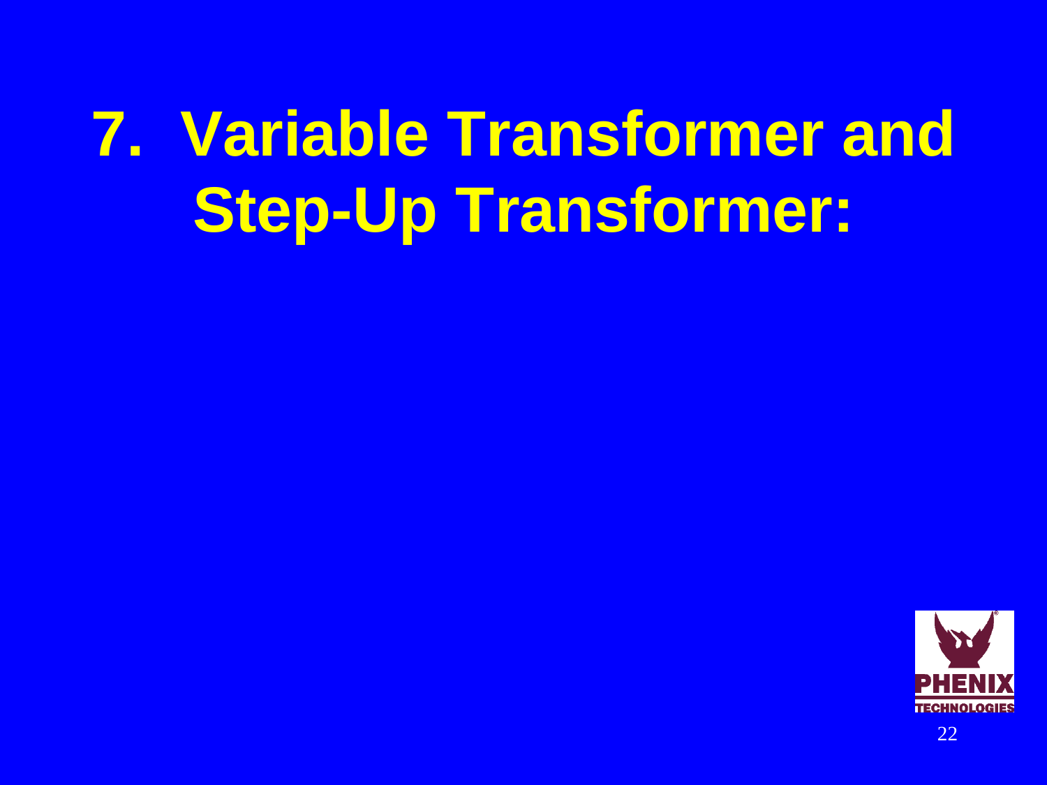# 7. Variable Transformer and Step-Up Transformer: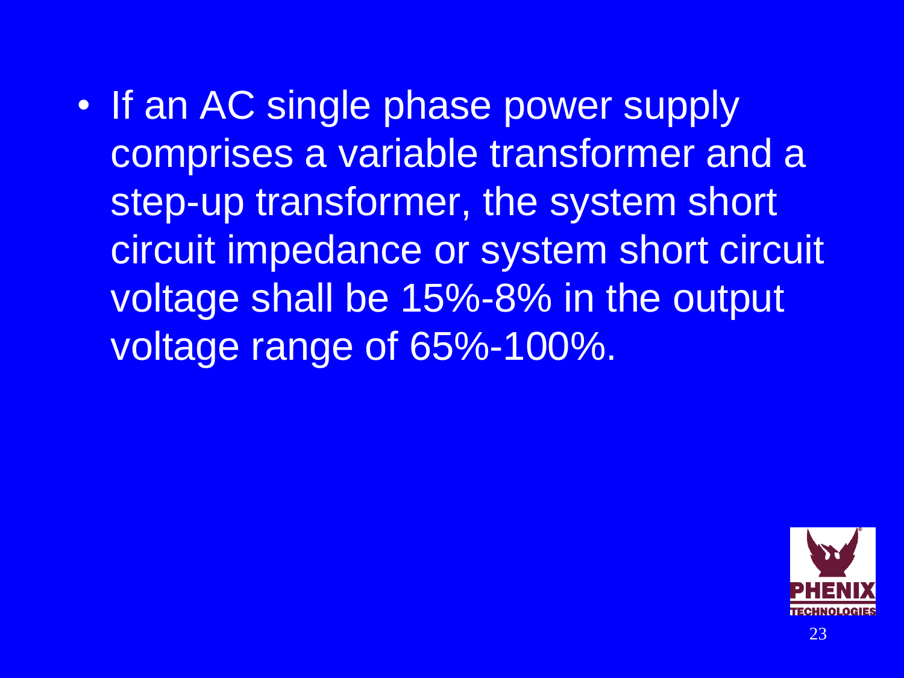- If an AC single phase power supply comprises a variable transformer and a step-up transformer, the system short circuit impedance or system short circuit voltage shall be 15%-8% in the output voltage range of 65%-100%.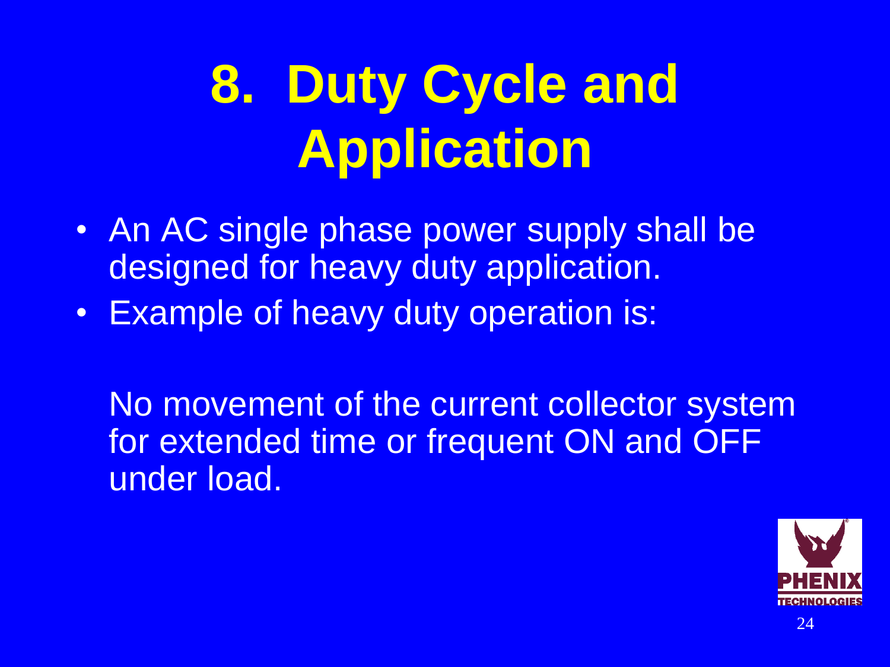# 8. Duty Cycle and Application

- An AC single phase power supply shall be designed for heavy duty application.
- Example of heavy duty operation is:

  No movement of the current collector system for extended time or frequent ON and OFF under load.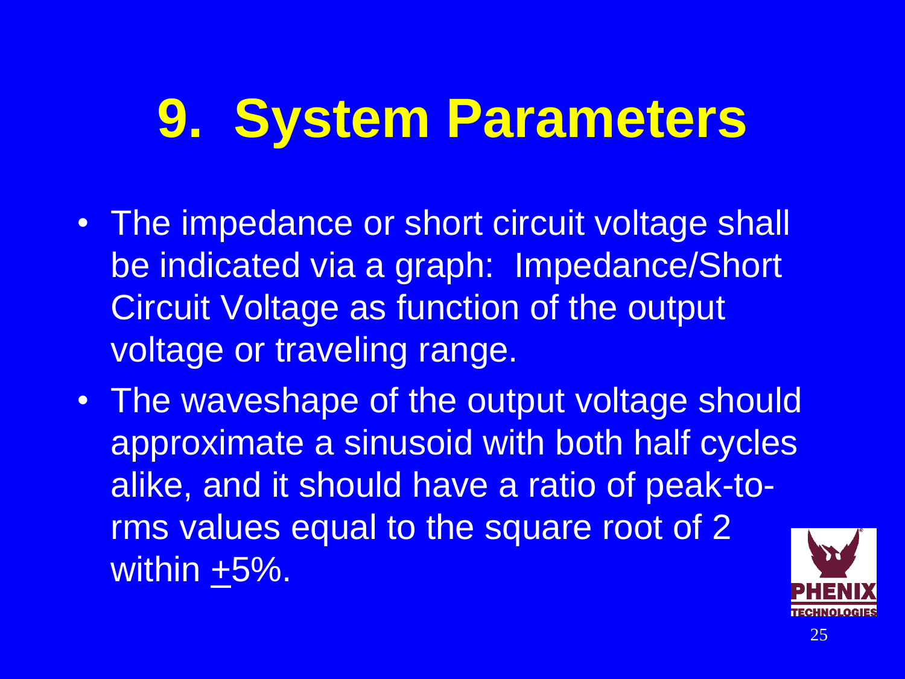# 9. System Parameters

- The impedance or short circuit voltage shall be indicated via a graph: Impedance/Short Circuit Voltage as function of the output voltage or traveling range.
- The waveshape of the output voltage should approximate a sinusoid with both half cycles alike, and it should have a ratio of peak-to-rms values equal to the square root of 2 within ±5%.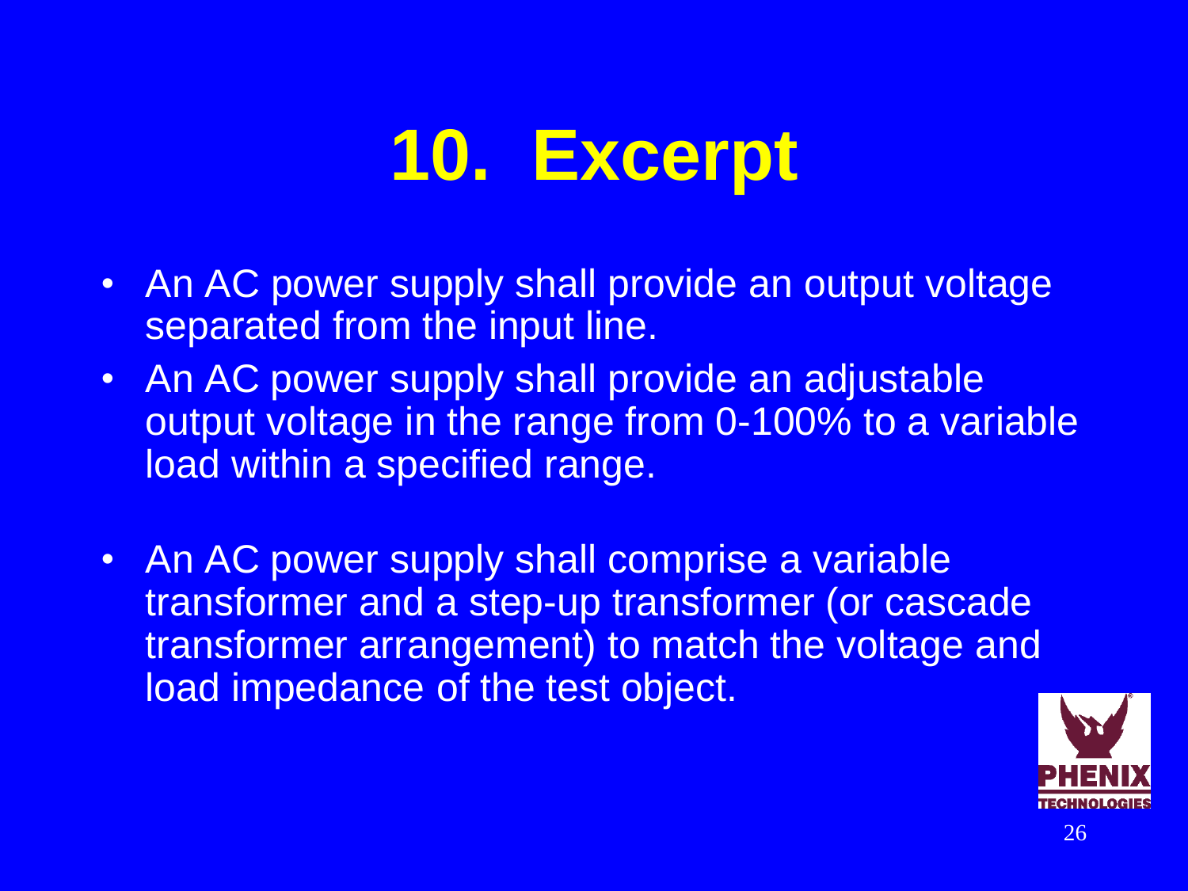# 10. Excerpt

- An AC power supply shall provide an output voltage separated from the input line.
- An AC power supply shall provide an adjustable output voltage in the range from 0-100% to a variable load within a specified range.
- An AC power supply shall comprise a variable transformer and a step-up transformer (or cascade transformer arrangement) to match the voltage and load impedance of the test object.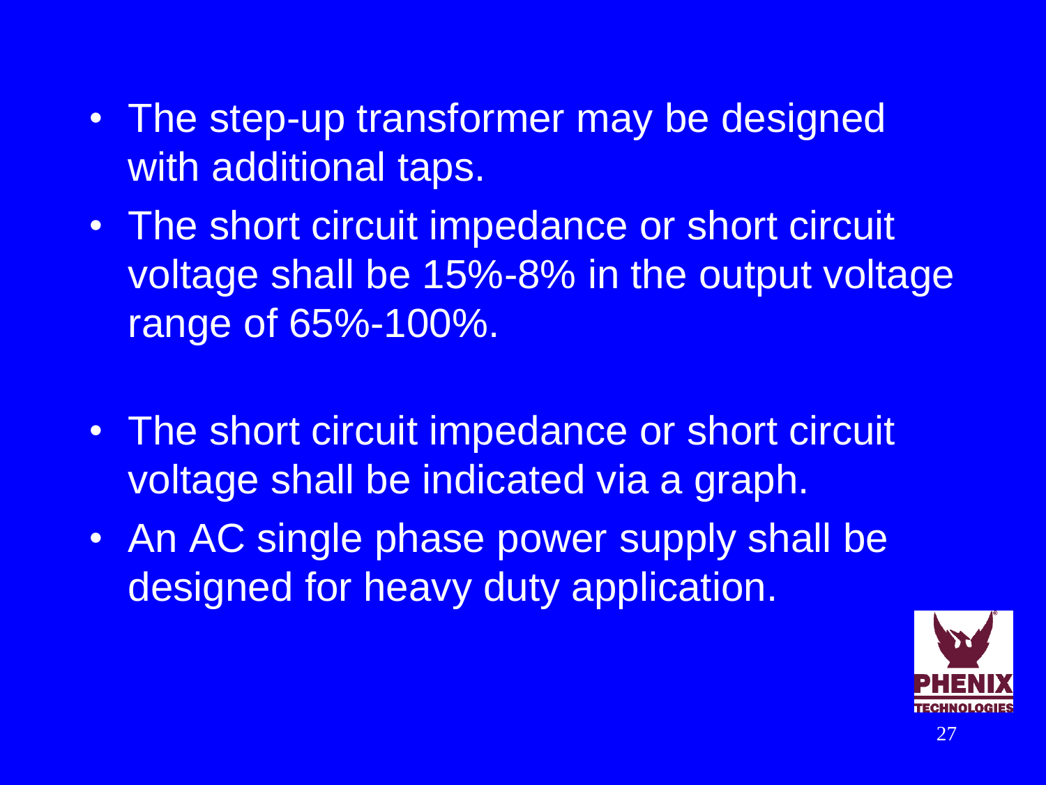- The step-up transformer may be designed with additional taps.
- The short circuit impedance or short circuit voltage shall be 15%-8% in the output voltage range of 65%-100%.

- The short circuit impedance or short circuit voltage shall be indicated via a graph.
- An AC single phase power supply shall be designed for heavy duty application.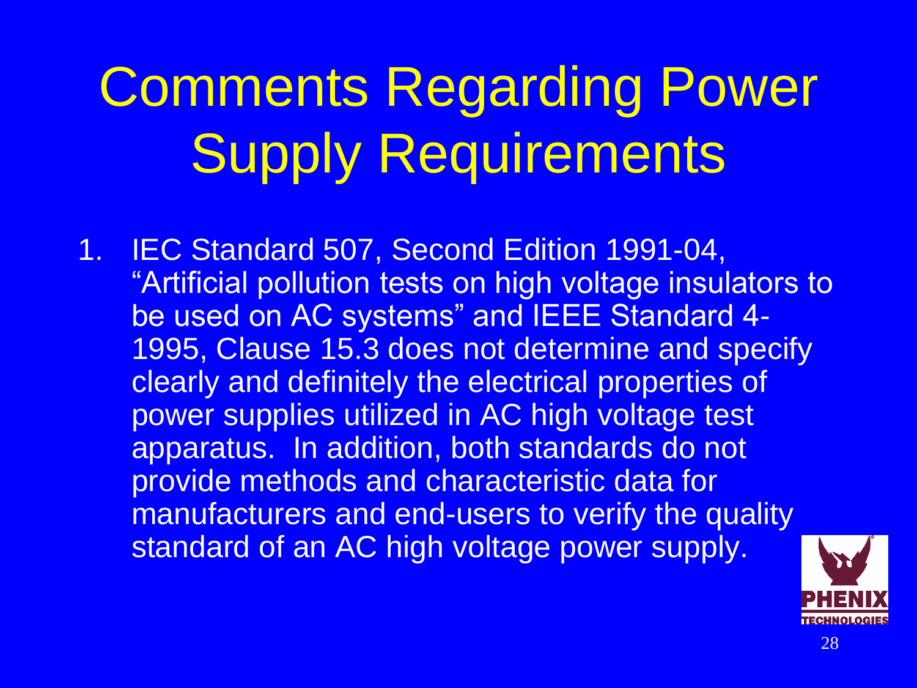# Comments Regarding Power Supply Requirements

1. IEC Standard 507, Second Edition 1991-04, "Artificial pollution tests on high voltage insulators to be used on AC systems" and IEEE Standard 4-1995, Clause 15.3 does not determine and specify clearly and definitely the electrical properties of power supplies utilized in AC high voltage test apparatus. In addition, both standards do not provide methods and characteristic data for manufacturers and end-users to verify the quality standard of an AC high voltage power supply.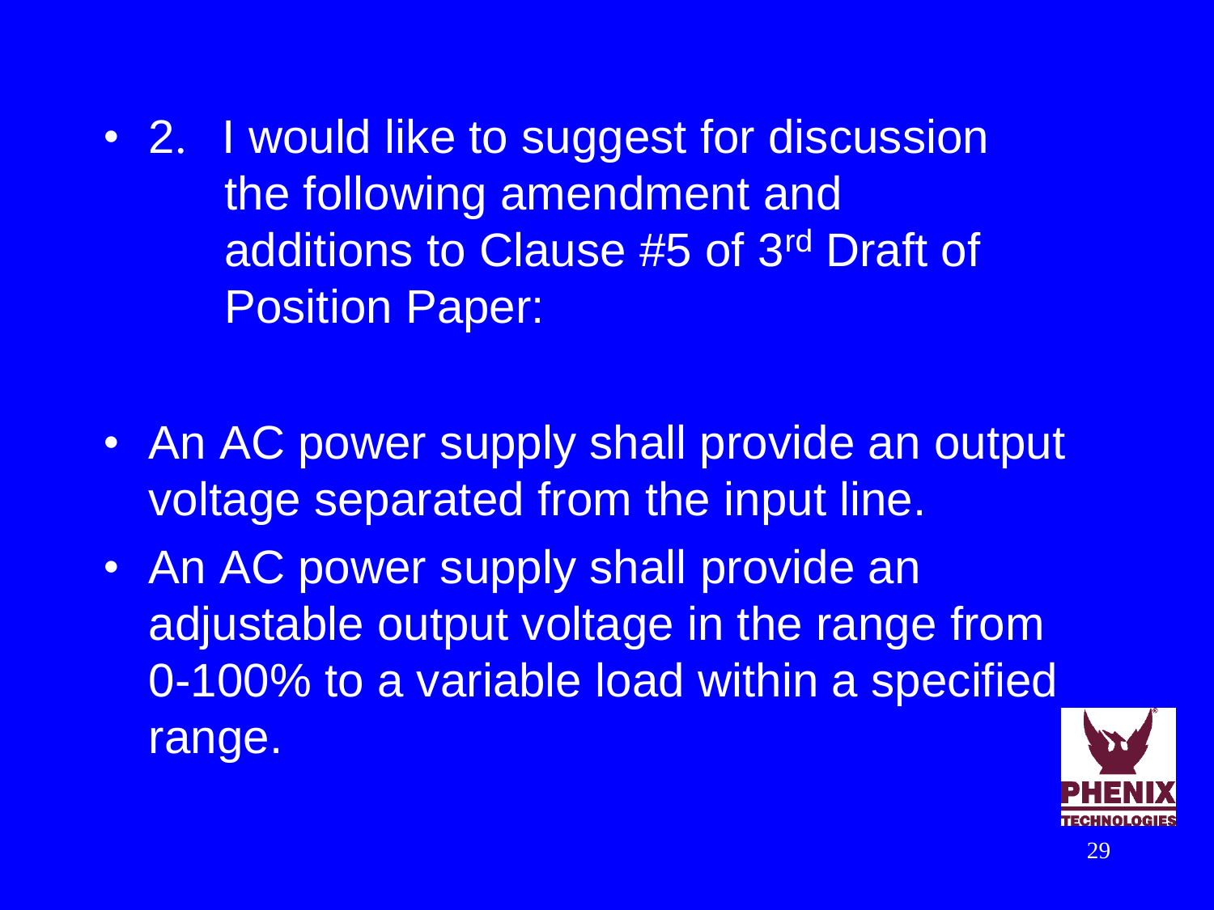- 2. I would like to suggest for discussion the following amendment and additions to Clause #5 of 3rd Draft of Position Paper:

- An AC power supply shall provide an output voltage separated from the input line.
- An AC power supply shall provide an adjustable output voltage in the range from 0-100% to a variable load within a specified range.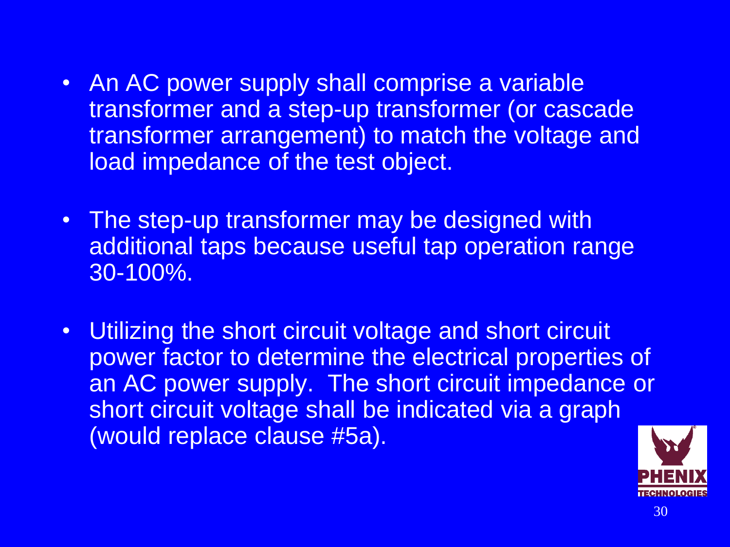- An AC power supply shall comprise a variable transformer and a step-up transformer (or cascade transformer arrangement) to match the voltage and load impedance of the test object.
- The step-up transformer may be designed with additional taps because useful tap operation range 30-100%.
- Utilizing the short circuit voltage and short circuit power factor to determine the electrical properties of an AC power supply. The short circuit impedance or short circuit voltage shall be indicated via a graph (would replace clause #5a).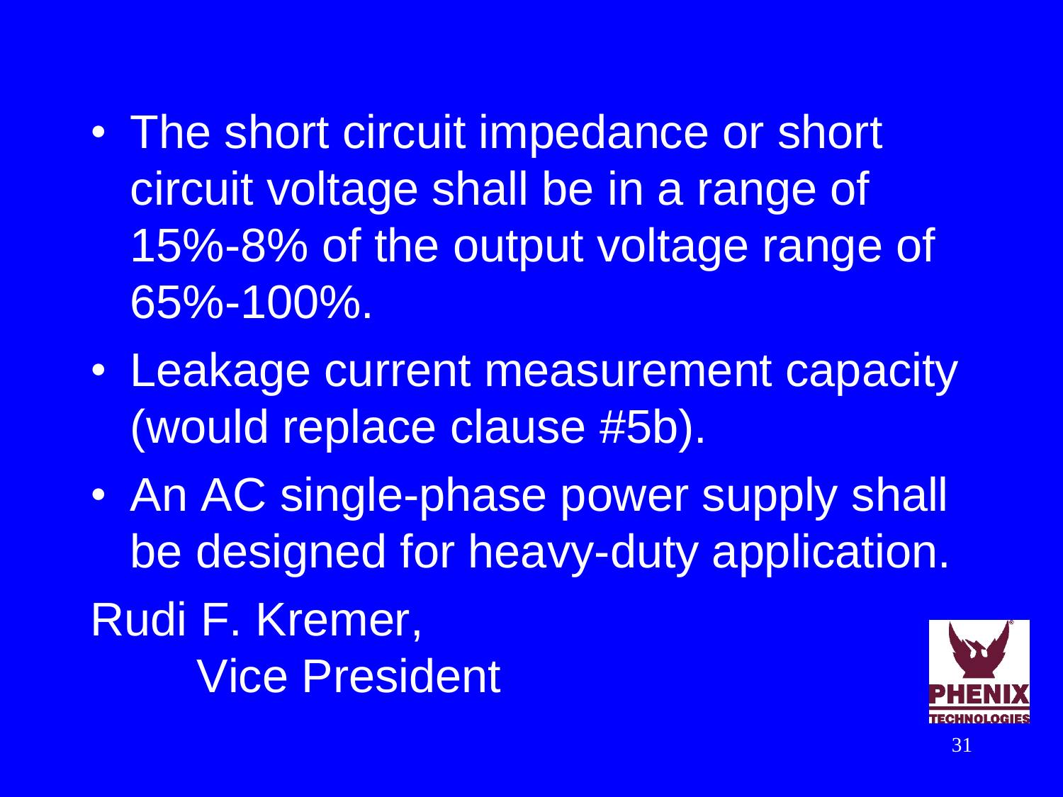- The short circuit impedance or short circuit voltage shall be in a range of 15%-8% of the output voltage range of 65%-100%.
- Leakage current measurement capacity (would replace clause #5b).
- An AC single-phase power supply shall be designed for heavy-duty application.

Rudi F. Kremer,
Vice President

PHENIX TECHNOLOGIES